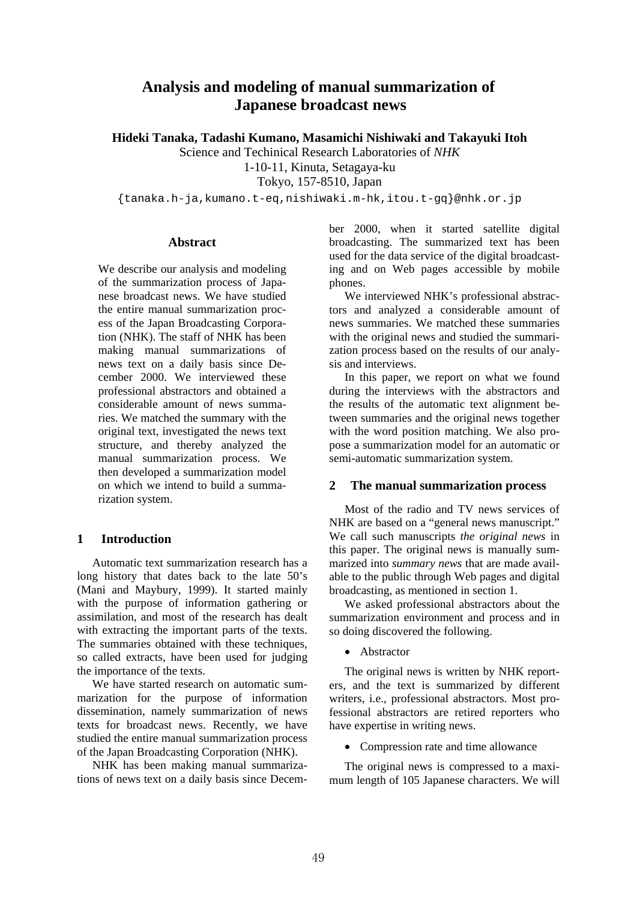# Analysis and modeling of manual summarization of Japanese broadcast news

**Hideki Tanaka, Tadashi Kumano, Masamichi Nishiwaki and Takayuki Itoh**

Science and Techinical Research Laboratories of *NHK*
1-10-11, Kinuta, Setagaya-ku
Tokyo, 157-8510, Japan

{tanaka.h-ja,kumano.t-eq,nishiwaki.m-hk,itou.t-gq}@nhk.or.jp

## Abstract

We describe our analysis and modeling of the summarization process of Japanese broadcast news. We have studied the entire manual summarization process of the Japan Broadcasting Corporation (NHK). The staff of NHK has been making manual summarizations of news text on a daily basis since December 2000. We interviewed these professional abstractors and obtained a considerable amount of news summaries. We matched the summary with the original text, investigated the news text structure, and thereby analyzed the manual summarization process. We then developed a summarization model on which we intend to build a summarization system.

## 1 Introduction

Automatic text summarization research has a long history that dates back to the late 50's (Mani and Maybury, 1999). It started mainly with the purpose of information gathering or assimilation, and most of the research has dealt with extracting the important parts of the texts. The summaries obtained with these techniques, so called extracts, have been used for judging the importance of the texts.

We have started research on automatic summarization for the purpose of information dissemination, namely summarization of news texts for broadcast news. Recently, we have studied the entire manual summarization process of the Japan Broadcasting Corporation (NHK).

NHK has been making manual summarizations of news text on a daily basis since December 2000, when it started satellite digital broadcasting. The summarized text has been used for the data service of the digital broadcasting and on Web pages accessible by mobile phones.

We interviewed NHK's professional abstractors and analyzed a considerable amount of news summaries. We matched these summaries with the original news and studied the summarization process based on the results of our analysis and interviews.

In this paper, we report on what we found during the interviews with the abstractors and the results of the automatic text alignment between summaries and the original news together with the word position matching. We also propose a summarization model for an automatic or semi-automatic summarization system.

## 2 The manual summarization process

Most of the radio and TV news services of NHK are based on a "general news manuscript." We call such manuscripts *the original news* in this paper. The original news is manually summarized into *summary news* that are made available to the public through Web pages and digital broadcasting, as mentioned in section 1.

We asked professional abstractors about the summarization environment and process and in so doing discovered the following.

- Abstractor

The original news is written by NHK reporters, and the text is summarized by different writers, i.e., professional abstractors. Most professional abstractors are retired reporters who have expertise in writing news.

- Compression rate and time allowance

The original news is compressed to a maximum length of 105 Japanese characters. We will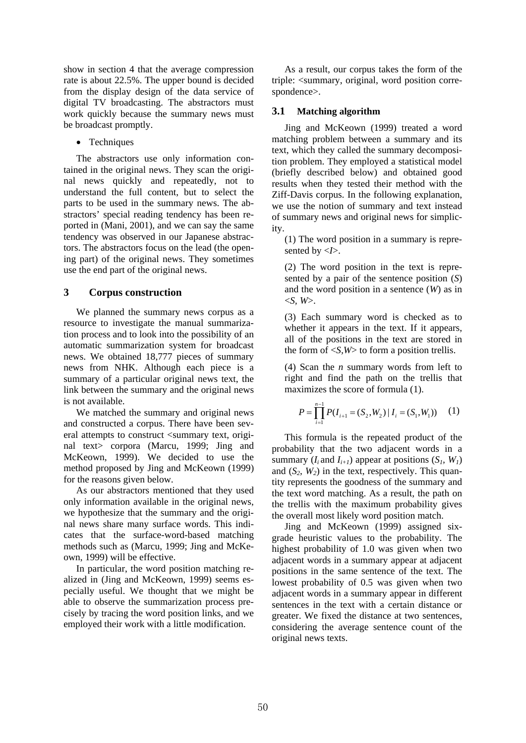show in section 4 that the average compression rate is about 22.5%. The upper bound is decided from the display design of the data service of digital TV broadcasting. The abstractors must work quickly because the summary news must be broadcast promptly.

- Techniques

The abstractors use only information contained in the original news. They scan the original news quickly and repeatedly, not to understand the full content, but to select the parts to be used in the summary news. The abstractors' special reading tendency has been reported in (Mani, 2001), and we can say the same tendency was observed in our Japanese abstractors. The abstractors focus on the lead (the opening part) of the original news. They sometimes use the end part of the original news.

## 3 Corpus construction

We planned the summary news corpus as a resource to investigate the manual summarization process and to look into the possibility of an automatic summarization system for broadcast news. We obtained 18,777 pieces of summary news from NHK. Although each piece is a summary of a particular original news text, the link between the summary and the original news is not available.

We matched the summary and original news and constructed a corpus. There have been several attempts to construct <summary text, original text> corpora (Marcu, 1999; Jing and McKeown, 1999). We decided to use the method proposed by Jing and McKeown (1999) for the reasons given below.

As our abstractors mentioned that they used only information available in the original news, we hypothesize that the summary and the original news share many surface words. This indicates that the surface-word-based matching methods such as (Marcu, 1999; Jing and McKeown, 1999) will be effective.

In particular, the word position matching realized in (Jing and McKeown, 1999) seems especially useful. We thought that we might be able to observe the summarization process precisely by tracing the word position links, and we employed their work with a little modification.

As a result, our corpus takes the form of the triple: <summary, original, word position correspondence>.

### 3.1 Matching algorithm

Jing and McKeown (1999) treated a word matching problem between a summary and its text, which they called the summary decomposition problem. They employed a statistical model (briefly described below) and obtained good results when they tested their method with the Ziff-Davis corpus. In the following explanation, we use the notion of summary and text instead of summary news and original news for simplicity.

(1) The word position in a summary is represented by <*I*>.

(2) The word position in the text is represented by a pair of the sentence position (*S*) and the word position in a sentence (*W*) as in <*S*, *W*>.

(3) Each summary word is checked as to whether it appears in the text. If it appears, all of the positions in the text are stored in the form of <*S*,*W*> to form a position trellis.

(4) Scan the *n* summary words from left to right and find the path on the trellis that maximizes the score of formula (1).

$$P = \prod_{i=1}^{n-1} P(I_{i+1} = (S_2, W_2) \mid I_i = (S_1, W_1)) \quad (1)$$

This formula is the repeated product of the probability that the two adjacent words in a summary ($I_i$ and $I_{i+1}$) appear at positions ($S_1$, $W_1$) and ($S_2$, $W_2$) in the text, respectively. This quantity represents the goodness of the summary and the text word matching. As a result, the path on the trellis with the maximum probability gives the overall most likely word position match.

Jing and McKeown (1999) assigned six-grade heuristic values to the probability. The highest probability of 1.0 was given when two adjacent words in a summary appear at adjacent positions in the same sentence of the text. The lowest probability of 0.5 was given when two adjacent words in a summary appear in different sentences in the text with a certain distance or greater. We fixed the distance at two sentences, considering the average sentence count of the original news texts.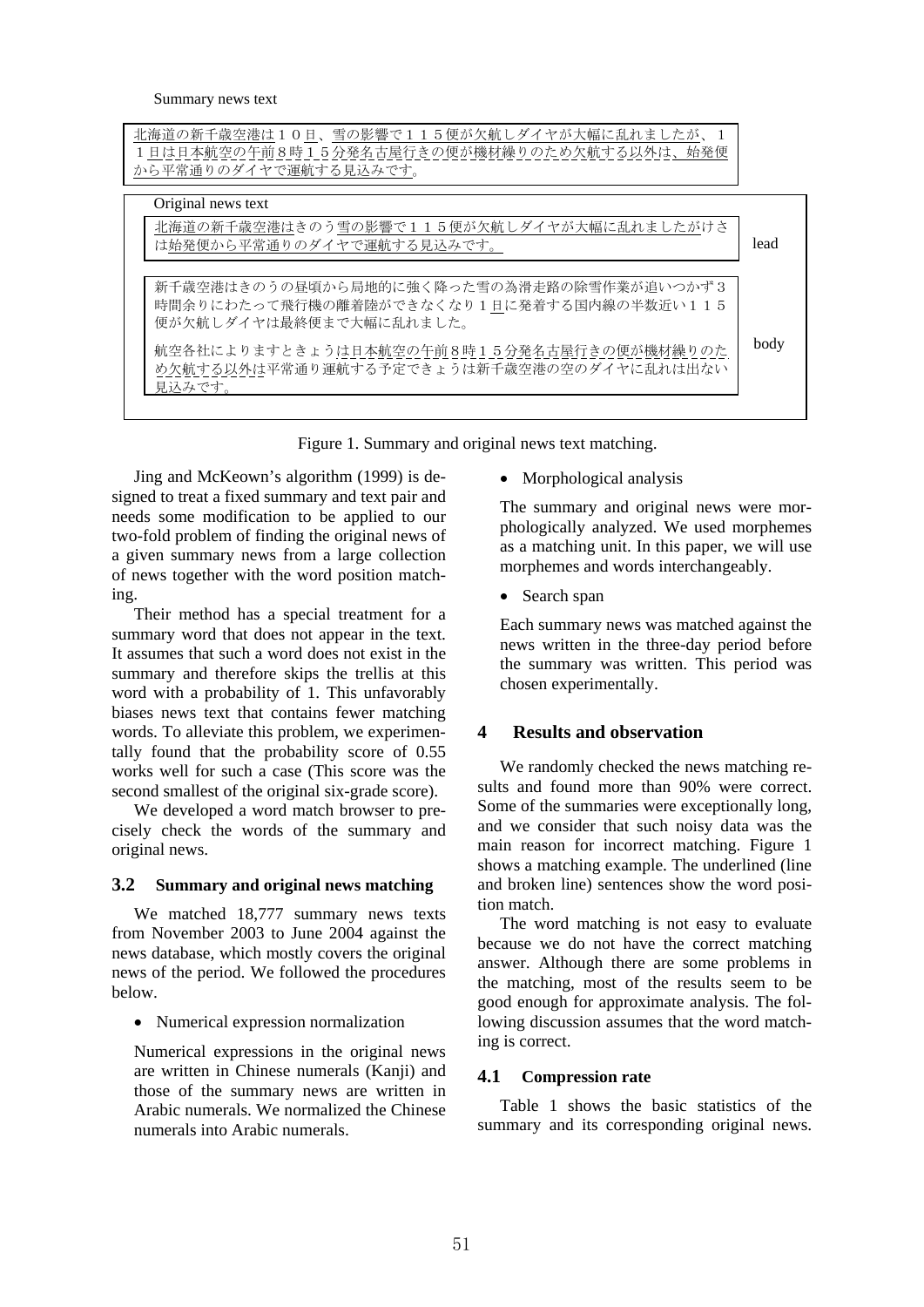Summary news text

北海道の新千歳空港は１０日、雪の影響で１１５便が欠航しダイヤが大幅に乱れましたが、１１日は日本航空の午前８時１５分発名古屋行きの便が機材繰りのため欠航する以外は、始発便から平常通りのダイヤで運航する見込みです。

Original news text

北海道の新千歳空港はきのう雪の影響で１１５便が欠航しダイヤが大幅に乱れましたがけさは始発便から平常通りのダイヤで運航する見込みです。 (lead)

新千歳空港はきのうの昼頃から局地的に強く降った雪の為滑走路の除雪作業が追いつかず３時間余りにわたって飛行機の離着陸ができなくなり１日に発着する国内線の半数近い１１５便が欠航しダイヤは最終便まで大幅に乱れました。

航空各社によりますときょうは日本航空の午前８時１５分発名古屋行きの便が機材繰りのため欠航する以外は平常通り運航する予定できょうは新千歳空港の空のダイヤに乱れは出ない見込みです。 (body)

Figure 1. Summary and original news text matching.

Jing and McKeown's algorithm (1999) is designed to treat a fixed summary and text pair and needs some modification to be applied to our two-fold problem of finding the original news of a given summary news from a large collection of news together with the word position matching.

Their method has a special treatment for a summary word that does not appear in the text. It assumes that such a word does not exist in the summary and therefore skips the trellis at this word with a probability of 1. This unfavorably biases news text that contains fewer matching words. To alleviate this problem, we experimentally found that the probability score of 0.55 works well for such a case (This score was the second smallest of the original six-grade score).

We developed a word match browser to precisely check the words of the summary and original news.

### 3.2 Summary and original news matching

We matched 18,777 summary news texts from November 2003 to June 2004 against the news database, which mostly covers the original news of the period. We followed the procedures below.

- Numerical expression normalization

Numerical expressions in the original news are written in Chinese numerals (Kanji) and those of the summary news are written in Arabic numerals. We normalized the Chinese numerals into Arabic numerals.

- Morphological analysis

The summary and original news were morphologically analyzed. We used morphemes as a matching unit. In this paper, we will use morphemes and words interchangeably.

- Search span

Each summary news was matched against the news written in the three-day period before the summary was written. This period was chosen experimentally.

## 4 Results and observation

We randomly checked the news matching results and found more than 90% were correct. Some of the summaries were exceptionally long, and we consider that such noisy data was the main reason for incorrect matching. Figure 1 shows a matching example. The underlined (line and broken line) sentences show the word position match.

The word matching is not easy to evaluate because we do not have the correct matching answer. Although there are some problems in the matching, most of the results seem to be good enough for approximate analysis. The following discussion assumes that the word matching is correct.

### 4.1 Compression rate

Table 1 shows the basic statistics of the summary and its corresponding original news.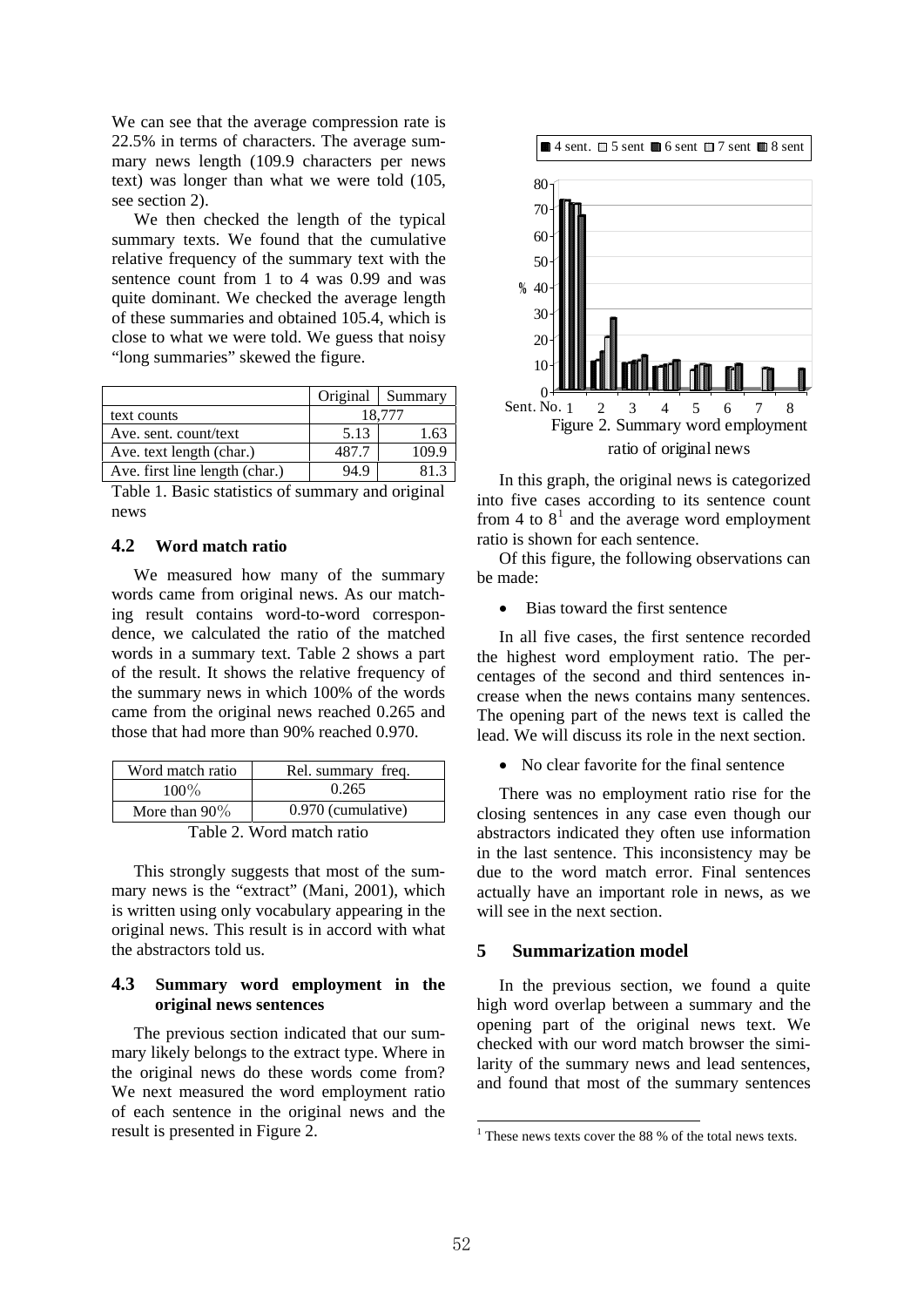We can see that the average compression rate is 22.5% in terms of characters. The average summary news length (109.9 characters per news text) was longer than what we were told (105, see section 2).

We then checked the length of the typical summary texts. We found that the cumulative relative frequency of the summary text with the sentence count from 1 to 4 was 0.99 and was quite dominant. We checked the average length of these summaries and obtained 105.4, which is close to what we were told. We guess that noisy "long summaries" skewed the figure.

| | Original | Summary |
|---|---|---|
| text counts | 18,777 | |
| Ave. sent. count/text | 5.13 | 1.63 |
| Ave. text length (char.) | 487.7 | 109.9 |
| Ave. first line length (char.) | 94.9 | 81.3 |

Table 1. Basic statistics of summary and original news

### 4.2 Word match ratio

We measured how many of the summary words came from original news. As our matching result contains word-to-word correspondence, we calculated the ratio of the matched words in a summary text. Table 2 shows a part of the result. It shows the relative frequency of the summary news in which 100% of the words came from the original news reached 0.265 and those that had more than 90% reached 0.970.

| Word match ratio | Rel. summary freq. |
|---|---|
| 100% | 0.265 |
| More than 90% | 0.970 (cumulative) |

Table 2. Word match ratio

This strongly suggests that most of the summary news is the "extract" (Mani, 2001), which is written using only vocabulary appearing in the original news. This result is in accord with what the abstractors told us.

### 4.3 Summary word employment in the original news sentences

The previous section indicated that our summary likely belongs to the extract type. Where in the original news do these words come from? We next measured the word employment ratio of each sentence in the original news and the result is presented in Figure 2.

Figure 2. Summary word employment ratio of original news

In this graph, the original news is categorized into five cases according to its sentence count from 4 to 8[1] and the average word employment ratio is shown for each sentence.

Of this figure, the following observations can be made:

- Bias toward the first sentence

In all five cases, the first sentence recorded the highest word employment ratio. The percentages of the second and third sentences increase when the news contains many sentences. The opening part of the news text is called the lead. We will discuss its role in the next section.

- No clear favorite for the final sentence

There was no employment ratio rise for the closing sentences in any case even though our abstractors indicated they often use information in the last sentence. This inconsistency may be due to the word match error. Final sentences actually have an important role in news, as we will see in the next section.

## 5 Summarization model

In the previous section, we found a quite high word overlap between a summary and the opening part of the original news text. We checked with our word match browser the similarity of the summary news and lead sentences, and found that most of the summary sentences

[1] These news texts cover the 88 % of the total news texts.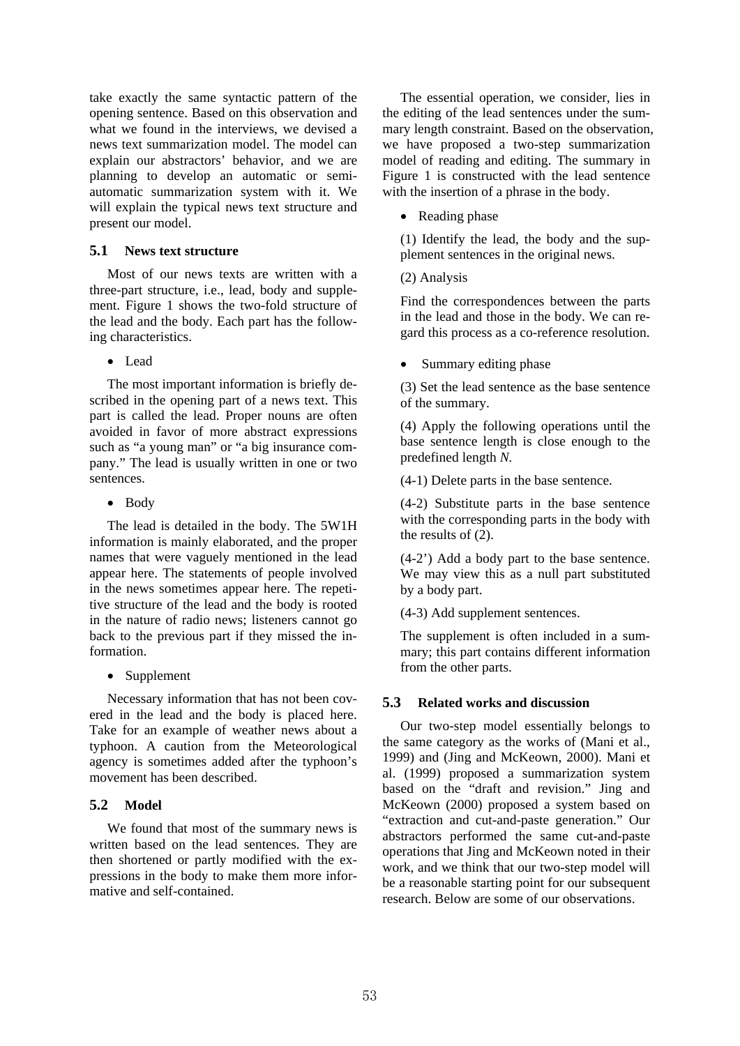take exactly the same syntactic pattern of the opening sentence. Based on this observation and what we found in the interviews, we devised a news text summarization model. The model can explain our abstractors' behavior, and we are planning to develop an automatic or semi-automatic summarization system with it. We will explain the typical news text structure and present our model.

### 5.1 News text structure

Most of our news texts are written with a three-part structure, i.e., lead, body and supplement. Figure 1 shows the two-fold structure of the lead and the body. Each part has the following characteristics.

- Lead

The most important information is briefly described in the opening part of a news text. This part is called the lead. Proper nouns are often avoided in favor of more abstract expressions such as "a young man" or "a big insurance company." The lead is usually written in one or two sentences.

- Body

The lead is detailed in the body. The 5W1H information is mainly elaborated, and the proper names that were vaguely mentioned in the lead appear here. The statements of people involved in the news sometimes appear here. The repetitive structure of the lead and the body is rooted in the nature of radio news; listeners cannot go back to the previous part if they missed the information.

- Supplement

Necessary information that has not been covered in the lead and the body is placed here. Take for an example of weather news about a typhoon. A caution from the Meteorological agency is sometimes added after the typhoon's movement has been described.

### 5.2 Model

We found that most of the summary news is written based on the lead sentences. They are then shortened or partly modified with the expressions in the body to make them more informative and self-contained.

The essential operation, we consider, lies in the editing of the lead sentences under the summary length constraint. Based on the observation, we have proposed a two-step summarization model of reading and editing. The summary in Figure 1 is constructed with the lead sentence with the insertion of a phrase in the body.

- Reading phase

(1) Identify the lead, the body and the supplement sentences in the original news.

(2) Analysis

Find the correspondences between the parts in the lead and those in the body. We can regard this process as a co-reference resolution.

- Summary editing phase

(3) Set the lead sentence as the base sentence of the summary.

(4) Apply the following operations until the base sentence length is close enough to the predefined length *N*.

(4-1) Delete parts in the base sentence.

(4-2) Substitute parts in the base sentence with the corresponding parts in the body with the results of (2).

(4-2') Add a body part to the base sentence. We may view this as a null part substituted by a body part.

(4-3) Add supplement sentences.

The supplement is often included in a summary; this part contains different information from the other parts.

### 5.3 Related works and discussion

Our two-step model essentially belongs to the same category as the works of (Mani et al., 1999) and (Jing and McKeown, 2000). Mani et al. (1999) proposed a summarization system based on the "draft and revision." Jing and McKeown (2000) proposed a system based on "extraction and cut-and-paste generation." Our abstractors performed the same cut-and-paste operations that Jing and McKeown noted in their work, and we think that our two-step model will be a reasonable starting point for our subsequent research. Below are some of our observations.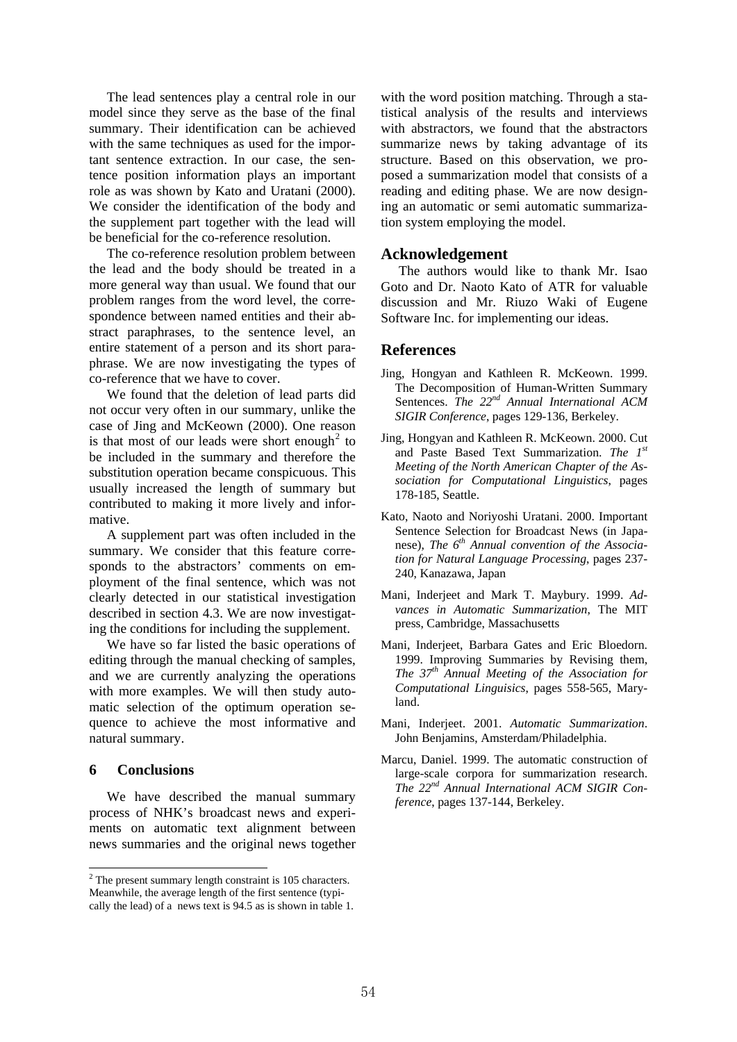The lead sentences play a central role in our model since they serve as the base of the final summary. Their identification can be achieved with the same techniques as used for the important sentence extraction. In our case, the sentence position information plays an important role as was shown by Kato and Uratani (2000). We consider the identification of the body and the supplement part together with the lead will be beneficial for the co-reference resolution.

The co-reference resolution problem between the lead and the body should be treated in a more general way than usual. We found that our problem ranges from the word level, the correspondence between named entities and their abstract paraphrases, to the sentence level, an entire statement of a person and its short paraphrase. We are now investigating the types of co-reference that we have to cover.

We found that the deletion of lead parts did not occur very often in our summary, unlike the case of Jing and McKeown (2000). One reason is that most of our leads were short enough[2] to be included in the summary and therefore the substitution operation became conspicuous. This usually increased the length of summary but contributed to making it more lively and informative.

A supplement part was often included in the summary. We consider that this feature corresponds to the abstractors' comments on employment of the final sentence, which was not clearly detected in our statistical investigation described in section 4.3. We are now investigating the conditions for including the supplement.

We have so far listed the basic operations of editing through the manual checking of samples, and we are currently analyzing the operations with more examples. We will then study automatic selection of the optimum operation sequence to achieve the most informative and natural summary.

## 6 Conclusions

We have described the manual summary process of NHK's broadcast news and experiments on automatic text alignment between news summaries and the original news together with the word position matching. Through a statistical analysis of the results and interviews with abstractors, we found that the abstractors summarize news by taking advantage of its structure. Based on this observation, we proposed a summarization model that consists of a reading and editing phase. We are now designing an automatic or semi automatic summarization system employing the model.

## Acknowledgement

The authors would like to thank Mr. Isao Goto and Dr. Naoto Kato of ATR for valuable discussion and Mr. Riuzo Waki of Eugene Software Inc. for implementing our ideas.

## References

Jing, Hongyan and Kathleen R. McKeown. 1999. The Decomposition of Human-Written Summary Sentences. *The 22nd Annual International ACM SIGIR Conference*, pages 129-136, Berkeley.

Jing, Hongyan and Kathleen R. McKeown. 2000. Cut and Paste Based Text Summarization. *The 1st Meeting of the North American Chapter of the Association for Computational Linguistics*, pages 178-185, Seattle.

Kato, Naoto and Noriyoshi Uratani. 2000. Important Sentence Selection for Broadcast News (in Japanese), *The 6th Annual convention of the Association for Natural Language Processing*, pages 237-240, Kanazawa, Japan

Mani, Inderjeet and Mark T. Maybury. 1999. *Advances in Automatic Summarization*, The MIT press, Cambridge, Massachusetts

Mani, Inderjeet, Barbara Gates and Eric Bloedorn. 1999. Improving Summaries by Revising them, *The 37th Annual Meeting of the Association for Computational Linguisics*, pages 558-565, Maryland.

Mani, Inderjeet. 2001. *Automatic Summarization*. John Benjamins, Amsterdam/Philadelphia.

Marcu, Daniel. 1999. The automatic construction of large-scale corpora for summarization research. *The 22nd Annual International ACM SIGIR Conference*, pages 137-144, Berkeley.

---

[2] The present summary length constraint is 105 characters. Meanwhile, the average length of the first sentence (typically the lead) of a news text is 94.5 as is shown in table 1.